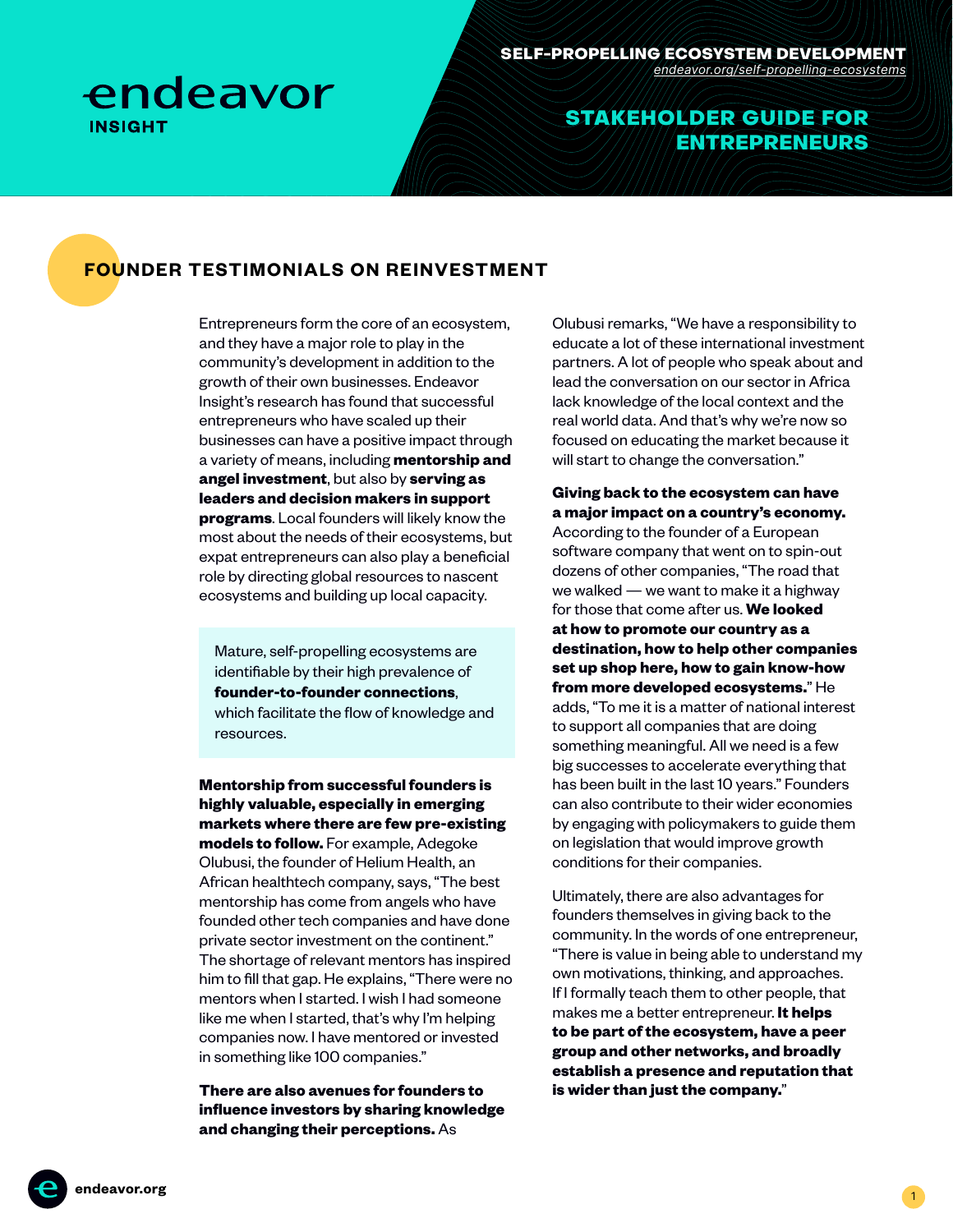**endeavor**
**INSIGHT**

**SELF-PROPELLING ECOSYSTEM DEVELOPMENT**
*endeavor.org/self-propelling-ecosystems*

# STAKEHOLDER GUIDE FOR ENTREPRENEURS

## FOUNDER TESTIMONIALS ON REINVESTMENT

Entrepreneurs form the core of an ecosystem, and they have a major role to play in the community's development in addition to the growth of their own businesses. Endeavor Insight's research has found that successful entrepreneurs who have scaled up their businesses can have a positive impact through a variety of means, including **mentorship and angel investment**, but also by **serving as leaders and decision makers in support programs**. Local founders will likely know the most about the needs of their ecosystems, but expat entrepreneurs can also play a beneficial role by directing global resources to nascent ecosystems and building up local capacity.

> Mature, self-propelling ecosystems are identifiable by their high prevalence of **founder-to-founder connections**, which facilitate the flow of knowledge and resources.

**Mentorship from successful founders is highly valuable, especially in emerging markets where there are few pre-existing models to follow.** For example, Adegoke Olubusi, the founder of Helium Health, an African healthtech company, says, "The best mentorship has come from angels who have founded other tech companies and have done private sector investment on the continent." The shortage of relevant mentors has inspired him to fill that gap. He explains, "There were no mentors when I started. I wish I had someone like me when I started, that's why I'm helping companies now. I have mentored or invested in something like 100 companies."

**There are also avenues for founders to influence investors by sharing knowledge and changing their perceptions.** As Olubusi remarks, "We have a responsibility to educate a lot of these international investment partners. A lot of people who speak about and lead the conversation on our sector in Africa lack knowledge of the local context and the real world data. And that's why we're now so focused on educating the market because it will start to change the conversation."

**Giving back to the ecosystem can have a major impact on a country's economy.** According to the founder of a European software company that went on to spin-out dozens of other companies, "The road that we walked — we want to make it a highway for those that come after us. **We looked at how to promote our country as a destination, how to help other companies set up shop here, how to gain know-how from more developed ecosystems.**" He adds, "To me it is a matter of national interest to support all companies that are doing something meaningful. All we need is a few big successes to accelerate everything that has been built in the last 10 years." Founders can also contribute to their wider economies by engaging with policymakers to guide them on legislation that would improve growth conditions for their companies.

Ultimately, there are also advantages for founders themselves in giving back to the community. In the words of one entrepreneur, "There is value in being able to understand my own motivations, thinking, and approaches. If I formally teach them to other people, that makes me a better entrepreneur. **It helps to be part of the ecosystem, have a peer group and other networks, and broadly establish a presence and reputation that is wider than just the company.**"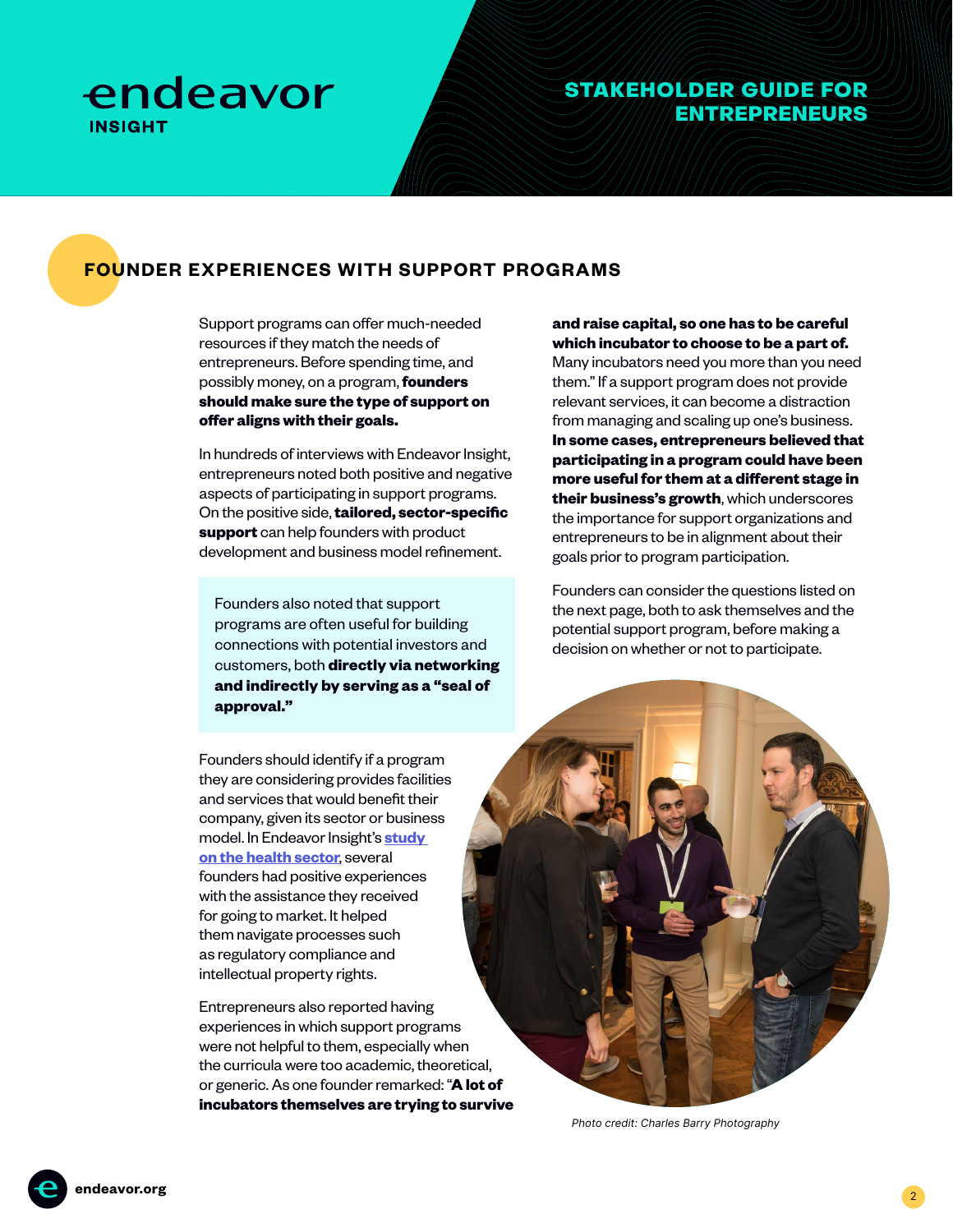# FOUNDER EXPERIENCES WITH SUPPORT PROGRAMS

Support programs can offer much-needed resources if they match the needs of entrepreneurs. Before spending time, and possibly money, on a program, **founders should make sure the type of support on offer aligns with their goals.**

In hundreds of interviews with Endeavor Insight, entrepreneurs noted both positive and negative aspects of participating in support programs. On the positive side, **tailored, sector-specific support** can help founders with product development and business model refinement.

> Founders also noted that support programs are often useful for building connections with potential investors and customers, both **directly via networking and indirectly by serving as a "seal of approval."**

Founders should identify if a program they are considering provides facilities and services that would benefit their company, given its sector or business model. In Endeavor Insight's [study on the health sector](), several founders had positive experiences with the assistance they received for going to market. It helped them navigate processes such as regulatory compliance and intellectual property rights.

Entrepreneurs also reported having experiences in which support programs were not helpful to them, especially when the curricula were too academic, theoretical, or generic. As one founder remarked: "**A lot of incubators themselves are trying to survive and raise capital, so one has to be careful which incubator to choose to be a part of.** Many incubators need you more than you need them." If a support program does not provide relevant services, it can become a distraction from managing and scaling up one's business. **In some cases, entrepreneurs believed that participating in a program could have been more useful for them at a different stage in their business's growth**, which underscores the importance for support organizations and entrepreneurs to be in alignment about their goals prior to program participation.

Founders can consider the questions listed on the next page, both to ask themselves and the potential support program, before making a decision on whether or not to participate.

*Photo credit: Charles Barry Photography*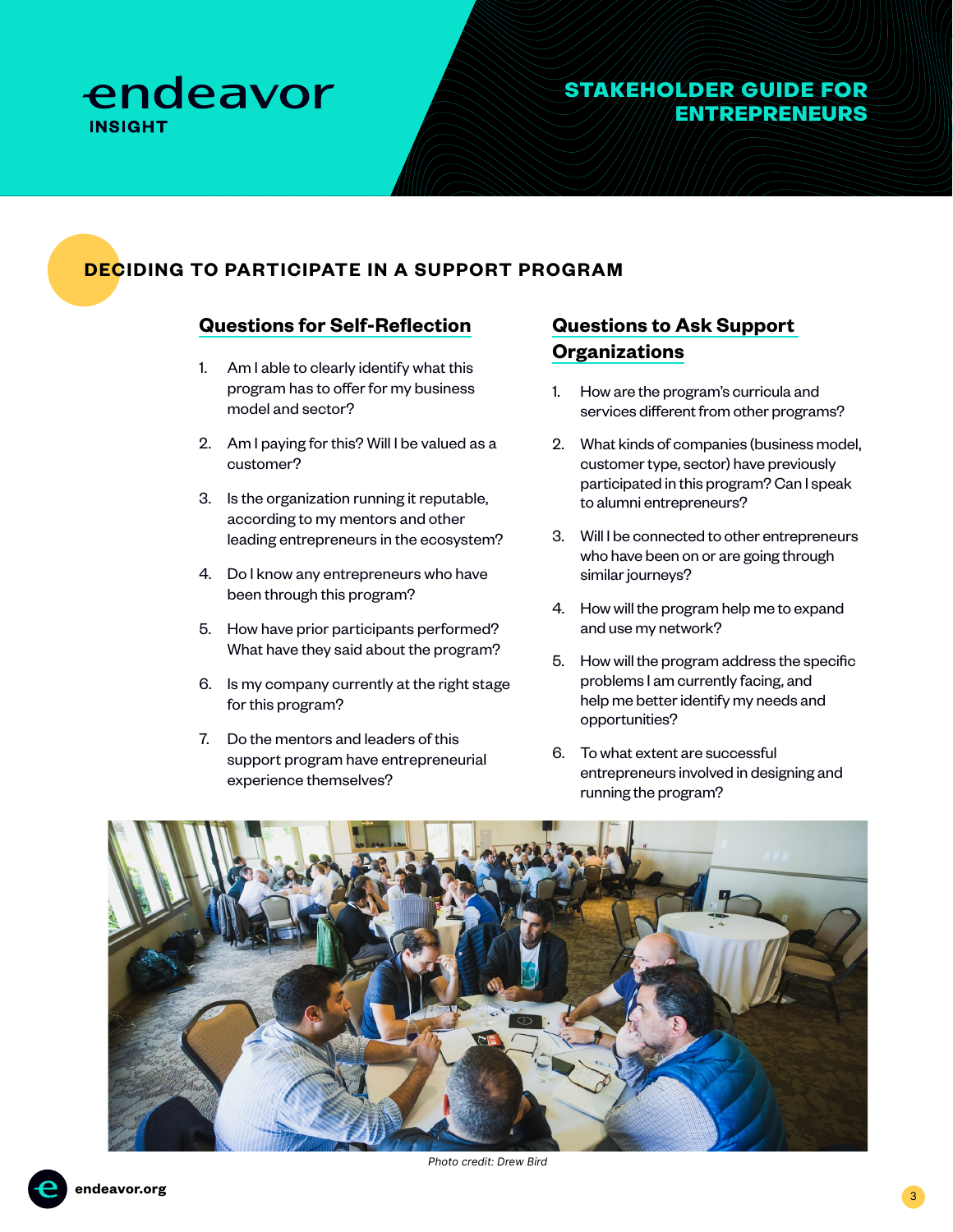# endeavor INSIGHT

## STAKEHOLDER GUIDE FOR ENTREPRENEURS

## DECIDING TO PARTICIPATE IN A SUPPORT PROGRAM

### Questions for Self-Reflection

1. Am I able to clearly identify what this program has to offer for my business model and sector?
2. Am I paying for this? Will I be valued as a customer?
3. Is the organization running it reputable, according to my mentors and other leading entrepreneurs in the ecosystem?
4. Do I know any entrepreneurs who have been through this program?
5. How have prior participants performed? What have they said about the program?
6. Is my company currently at the right stage for this program?
7. Do the mentors and leaders of this support program have entrepreneurial experience themselves?

### Questions to Ask Support Organizations

1. How are the program's curricula and services different from other programs?
2. What kinds of companies (business model, customer type, sector) have previously participated in this program? Can I speak to alumni entrepreneurs?
3. Will I be connected to other entrepreneurs who have been on or are going through similar journeys?
4. How will the program help me to expand and use my network?
5. How will the program address the specific problems I am currently facing, and help me better identify my needs and opportunities?
6. To what extent are successful entrepreneurs involved in designing and running the program?

*Photo credit: Drew Bird*

endeavor.org